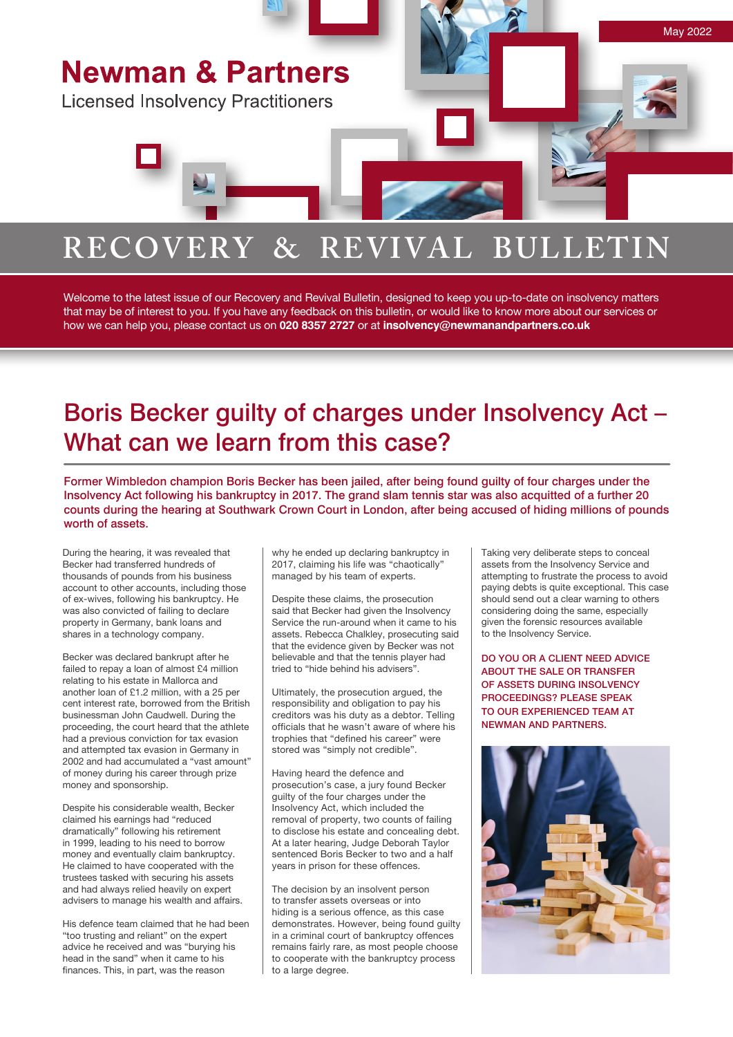May 2022

# Newman & Partners

Licensed Insolvency Practitioners

# RECOVERY & REVIVAL BULLETIN

Welcome to the latest issue of our Recovery and Revival Bulletin, designed to keep you up-to-date on insolvency matters that may be of interest to you. If you have any feedback on this bulletin, or would like to know more about our services or how we can help you, please contact us on **020 8357 2727** or at **insolvency@newmanandpartners.co.uk**

## Boris Becker guilty of charges under Insolvency Act – What can we learn from this case?

**Former Wimbledon champion Boris Becker has been jailed, after being found guilty of four charges under the Insolvency Act following his bankruptcy in 2017. The grand slam tennis star was also acquitted of a further 20 counts during the hearing at Southwark Crown Court in London, after being accused of hiding millions of pounds worth of assets.**

During the hearing, it was revealed that Becker had transferred hundreds of thousands of pounds from his business account to other accounts, including those of ex-wives, following his bankruptcy. He was also convicted of failing to declare property in Germany, bank loans and shares in a technology company.

Becker was declared bankrupt after he failed to repay a loan of almost £4 million relating to his estate in Mallorca and another loan of £1.2 million, with a 25 per cent interest rate, borrowed from the British businessman John Caudwell. During the proceeding, the court heard that the athlete had a previous conviction for tax evasion and attempted tax evasion in Germany in 2002 and had accumulated a "vast amount" of money during his career through prize money and sponsorship.

Despite his considerable wealth, Becker claimed his earnings had "reduced dramatically" following his retirement in 1999, leading to his need to borrow money and eventually claim bankruptcy. He claimed to have cooperated with the trustees tasked with securing his assets and had always relied heavily on expert advisers to manage his wealth and affairs.

His defence team claimed that he had been "too trusting and reliant" on the expert advice he received and was "burying his head in the sand" when it came to his finances. This, in part, was the reason why he ended up declaring bankruptcy in 2017, claiming his life was "chaotically" managed by his team of experts.

Despite these claims, the prosecution said that Becker had given the Insolvency Service the run-around when it came to his assets. Rebecca Chalkley, prosecuting said that the evidence given by Becker was not believable and that the tennis player had tried to "hide behind his advisers".

Ultimately, the prosecution argued, the responsibility and obligation to pay his creditors was his duty as a debtor. Telling officials that he wasn't aware of where his trophies that "defined his career" were stored was "simply not credible".

Having heard the defence and prosecution's case, a jury found Becker guilty of the four charges under the Insolvency Act, which included the removal of property, two counts of failing to disclose his estate and concealing debt. At a later hearing, Judge Deborah Taylor sentenced Boris Becker to two and a half years in prison for these offences.

The decision by an insolvent person to transfer assets overseas or into hiding is a serious offence, as this case demonstrates. However, being found guilty in a criminal court of bankruptcy offences remains fairly rare, as most people choose to cooperate with the bankruptcy process to a large degree.

Taking very deliberate steps to conceal assets from the Insolvency Service and attempting to frustrate the process to avoid paying debts is quite exceptional. This case should send out a clear warning to others considering doing the same, especially given the forensic resources available to the Insolvency Service.

**DO YOU OR A CLIENT NEED ADVICE ABOUT THE SALE OR TRANSFER OF ASSETS DURING INSOLVENCY PROCEEDINGS? PLEASE SPEAK TO OUR EXPERIENCED TEAM AT NEWMAN AND PARTNERS.**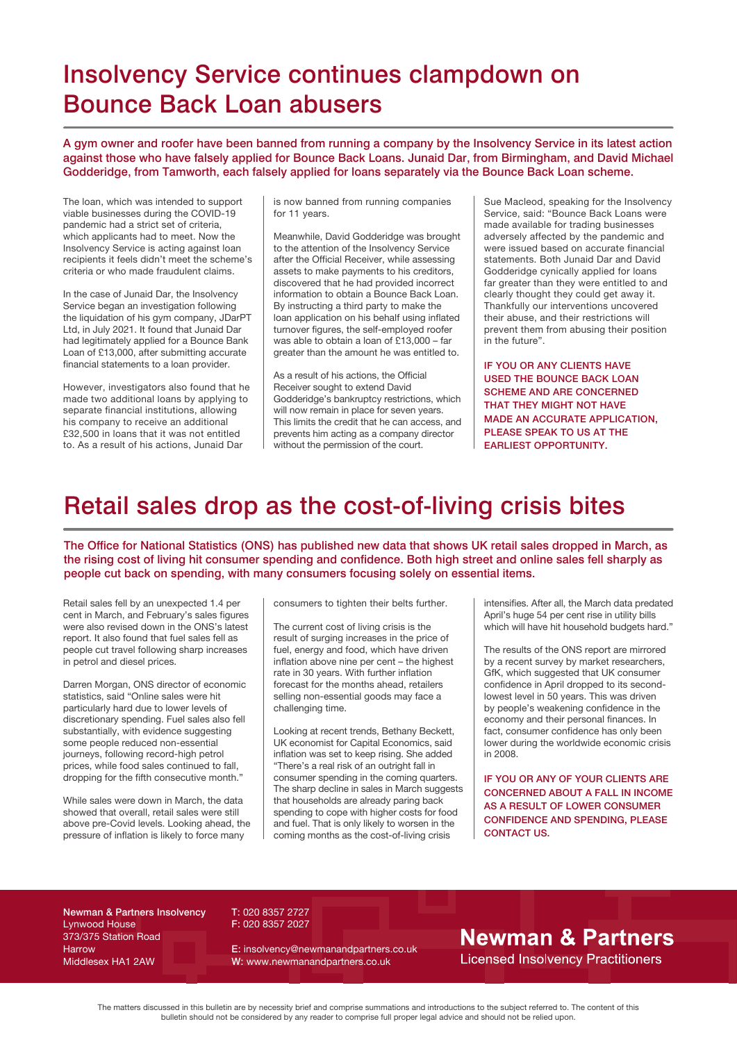# Insolvency Service continues clampdown on Bounce Back Loan abusers

**A gym owner and roofer have been banned from running a company by the Insolvency Service in its latest action against those who have falsely applied for Bounce Back Loans. Junaid Dar, from Birmingham, and David Michael Godderidge, from Tamworth, each falsely applied for loans separately via the Bounce Back Loan scheme.**

The loan, which was intended to support viable businesses during the COVID-19 pandemic had a strict set of criteria, which applicants had to meet. Now the Insolvency Service is acting against loan recipients it feels didn't meet the scheme's criteria or who made fraudulent claims.

In the case of Junaid Dar, the Insolvency Service began an investigation following the liquidation of his gym company, JDarPT Ltd, in July 2021. It found that Junaid Dar had legitimately applied for a Bounce Bank Loan of £13,000, after submitting accurate financial statements to a loan provider.

However, investigators also found that he made two additional loans by applying to separate financial institutions, allowing his company to receive an additional £32,500 in loans that it was not entitled to. As a result of his actions, Junaid Dar is now banned from running companies for 11 years.

Meanwhile, David Godderidge was brought to the attention of the Insolvency Service after the Official Receiver, while assessing assets to make payments to his creditors, discovered that he had provided incorrect information to obtain a Bounce Back Loan. By instructing a third party to make the loan application on his behalf using inflated turnover figures, the self-employed roofer was able to obtain a loan of £13,000 – far greater than the amount he was entitled to.

As a result of his actions, the Official Receiver sought to extend David Godderidge's bankruptcy restrictions, which will now remain in place for seven years. This limits the credit that he can access, and prevents him acting as a company director without the permission of the court.

Sue Macleod, speaking for the Insolvency Service, said: "Bounce Back Loans were made available for trading businesses adversely affected by the pandemic and were issued based on accurate financial statements. Both Junaid Dar and David Godderidge cynically applied for loans far greater than they were entitled to and clearly thought they could get away it. Thankfully our interventions uncovered their abuse, and their restrictions will prevent them from abusing their position in the future".

**IF YOU OR ANY CLIENTS HAVE USED THE BOUNCE BACK LOAN SCHEME AND ARE CONCERNED THAT THEY MIGHT NOT HAVE MADE AN ACCURATE APPLICATION, PLEASE SPEAK TO US AT THE EARLIEST OPPORTUNITY.**

# Retail sales drop as the cost-of-living crisis bites

**The Office for National Statistics (ONS) has published new data that shows UK retail sales dropped in March, as the rising cost of living hit consumer spending and confidence. Both high street and online sales fell sharply as people cut back on spending, with many consumers focusing solely on essential items.**

Retail sales fell by an unexpected 1.4 per cent in March, and February's sales figures were also revised down in the ONS's latest report. It also found that fuel sales fell as people cut travel following sharp increases in petrol and diesel prices.

Darren Morgan, ONS director of economic statistics, said "Online sales were hit particularly hard due to lower levels of discretionary spending. Fuel sales also fell substantially, with evidence suggesting some people reduced non-essential journeys, following record-high petrol prices, while food sales continued to fall, dropping for the fifth consecutive month."

While sales were down in March, the data showed that overall, retail sales were still above pre-Covid levels. Looking ahead, the pressure of inflation is likely to force many consumers to tighten their belts further.

The current cost of living crisis is the result of surging increases in the price of fuel, energy and food, which have driven inflation above nine per cent – the highest rate in 30 years. With further inflation forecast for the months ahead, retailers selling non-essential goods may face a challenging time.

Looking at recent trends, Bethany Beckett, UK economist for Capital Economics, said inflation was set to keep rising. She added "There's a real risk of an outright fall in consumer spending in the coming quarters. The sharp decline in sales in March suggests that households are already paring back spending to cope with higher costs for food and fuel. That is only likely to worsen in the coming months as the cost-of-living crisis intensifies. After all, the March data predated April's huge 54 per cent rise in utility bills which will have hit household budgets hard."

The results of the ONS report are mirrored by a recent survey by market researchers, GfK, which suggested that UK consumer confidence in April dropped to its second-lowest level in 50 years. This was driven by people's weakening confidence in the economy and their personal finances. In fact, consumer confidence has only been lower during the worldwide economic crisis in 2008.

**IF YOU OR ANY OF YOUR CLIENTS ARE CONCERNED ABOUT A FALL IN INCOME AS A RESULT OF LOWER CONSUMER CONFIDENCE AND SPENDING, PLEASE CONTACT US.**

**Newman & Partners Insolvency**
Lynwood House
373/375 Station Road
Harrow
Middlesex HA1 2AW

T: 020 8357 2727
F: 020 8357 2027

E: insolvency@newmanandpartners.co.uk
W: www.newmanandpartners.co.uk

**Newman & Partners**
Licensed Insolvency Practitioners

The matters discussed in this bulletin are by necessity brief and comprise summations and introductions to the subject referred to. The content of this bulletin should not be considered by any reader to comprise full proper legal advice and should not be relied upon.